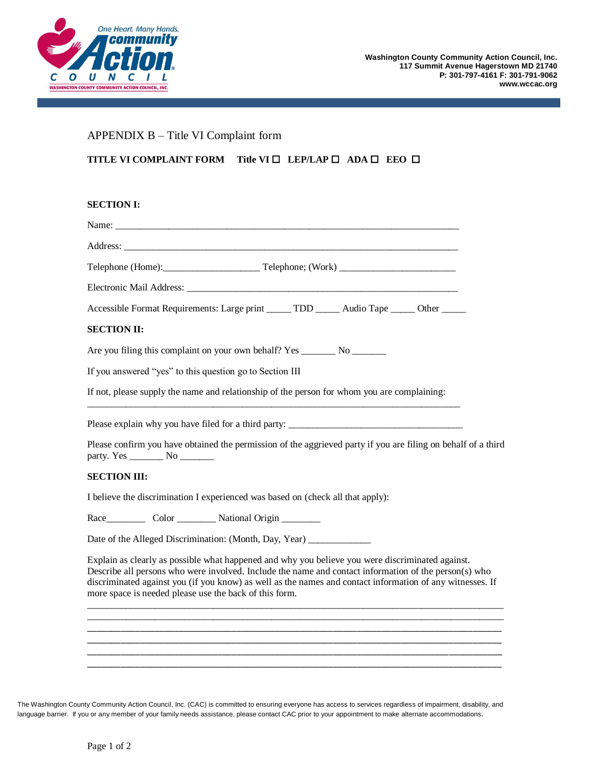Washington County Community Action Council, Inc.
117 Summit Avenue Hagerstown MD 21740
P: 301-797-4161 F: 301-791-9062
www.wccac.org

APPENDIX B – Title VI Complaint form

**TITLE VI COMPLAINT FORM** **Title VI ☐ LEP/LAP ☐ ADA ☐ EEO ☐**

**SECTION I:**

Name: ____________________________________________________________________

Address: __________________________________________________________________

Telephone (Home):___________________ Telephone; (Work) ________________________

Electronic Mail Address: _____________________________________________________

Accessible Format Requirements: Large print _____ TDD _____ Audio Tape _____ Other _____

**SECTION II:**

Are you filing this complaint on your own behalf? Yes _______ No _______

If you answered "yes" to this question go to Section III

If not, please supply the name and relationship of the person for whom you are complaining:
______________________________________________________________________________

Please explain why you have filed for a third party: ____________________________________

Please confirm you have obtained the permission of the aggrieved party if you are filing on behalf of a third party. Yes _______ No _______

**SECTION III:**

I believe the discrimination I experienced was based on (check all that apply):

Race________ Color ________ National Origin ________

Date of the Alleged Discrimination: (Month, Day, Year) _____________

Explain as clearly as possible what happened and why you believe you were discriminated against. Describe all persons who were involved. Include the name and contact information of the person(s) who discriminated against you (if you know) as well as the names and contact information of any witnesses. If more space is needed please use the back of this form.

______________________________________________________________________________
______________________________________________________________________________
______________________________________________________________________________
______________________________________________________________________________
______________________________________________________________________________
______________________________________________________________________________

The Washington County Community Action Council, Inc. (CAC) is committed to ensuring everyone has access to services regardless of impairment, disability, and language barrier. If you or any member of your family needs assistance, please contact CAC prior to your appointment to make alternate accommodations.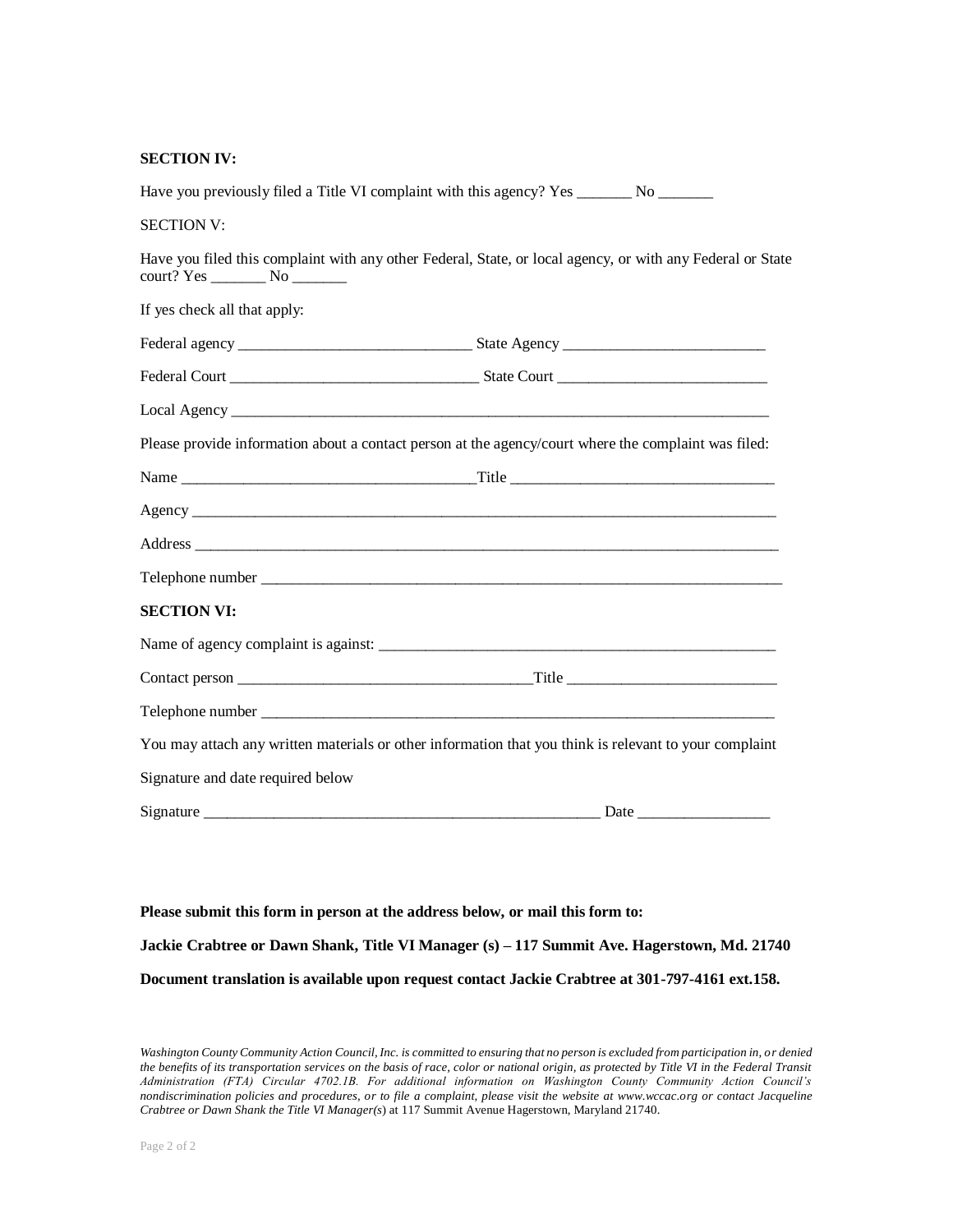**SECTION IV:**

Have you previously filed a Title VI complaint with this agency? Yes _______ No _______

SECTION V:

Have you filed this complaint with any other Federal, State, or local agency, or with any Federal or State court? Yes _______ No _______

If yes check all that apply:

Federal agency ______________________________ State Agency __________________________

Federal Court ________________________________ State Court ___________________________

Local Agency ___________________________________________________________________________

Please provide information about a contact person at the agency/court where the complaint was filed:

Name ______________________________________Title __________________________________

Agency ________________________________________________________________________________

Address _______________________________________________________________________________

Telephone number _______________________________________________________________________

**SECTION VI:**

Name of agency complaint is against: ____________________________________________________

Contact person ____________________________________Title ___________________________

Telephone number ______________________________________________________________________

You may attach any written materials or other information that you think is relevant to your complaint

Signature and date required below

Signature __________________________________________________ Date _________________

**Please submit this form in person at the address below, or mail this form to:**

**Jackie Crabtree or Dawn Shank, Title VI Manager (s) – 117 Summit Ave. Hagerstown, Md. 21740**

**Document translation is available upon request contact Jackie Crabtree at 301-797-4161 ext.158.**

*Washington County Community Action Council, Inc. is committed to ensuring that no person is excluded from participation in, or denied the benefits of its transportation services on the basis of race, color or national origin, as protected by Title VI in the Federal Transit Administration (FTA) Circular 4702.1B. For additional information on Washington County Community Action Council's nondiscrimination policies and procedures, or to file a complaint, please visit the website at www.wccac.org or contact Jacqueline Crabtree or Dawn Shank the Title VI Manager(s)* at 117 Summit Avenue Hagerstown, Maryland 21740.